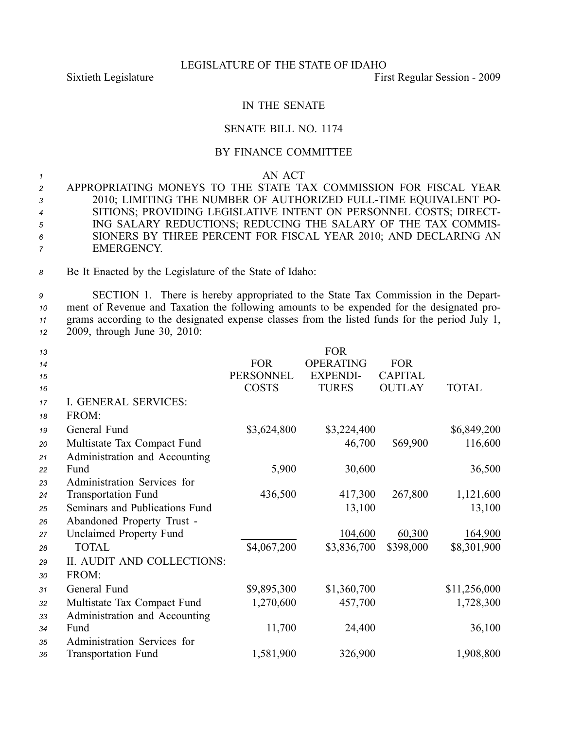LEGISLATURE OF THE STATE OF IDAHO

Sixtieth Legislature — First Regular Session - 2009

# IN THE SENATE

## SENATE BILL NO. 1174

### BY FINANCE COMMITTEE

AN ACT

APPROPRIATING MONEYS TO THE STATE TAX COMMISSION FOR FISCAL YEAR 2010; LIMITING THE NUMBER OF AUTHORIZED FULL-TIME EQUIVALENT POSITIONS; PROVIDING LEGISLATIVE INTENT ON PERSONNEL COSTS; DIRECTING SALARY REDUCTIONS; REDUCING THE SALARY OF THE TAX COMMISSIONERS BY THREE PERCENT FOR FISCAL YEAR 2010; AND DECLARING AN EMERGENCY.

Be It Enacted by the Legislature of the State of Idaho:

SECTION 1. There is hereby appropriated to the State Tax Commission in the Department of Revenue and Taxation the following amounts to be expended for the designated programs according to the designated expense classes from the listed funds for the period July 1, 2009, through June 30, 2010:

| | FOR PERSONNEL COSTS | FOR OPERATING EXPENDITURES | FOR CAPITAL OUTLAY | TOTAL |
|---|---|---|---|---|
| I. GENERAL SERVICES: | | | | |
| FROM: | | | | |
| General Fund | $3,624,800 | $3,224,400 | | $6,849,200 |
| Multistate Tax Compact Fund | | 46,700 | $69,900 | 116,600 |
| Administration and Accounting Fund | 5,900 | 30,600 | | 36,500 |
| Administration Services for Transportation Fund | 436,500 | 417,300 | 267,800 | 1,121,600 |
| Seminars and Publications Fund | | 13,100 | | 13,100 |
| Abandoned Property Trust - Unclaimed Property Fund | | 104,600 | 60,300 | 164,900 |
| TOTAL | $4,067,200 | $3,836,700 | $398,000 | $8,301,900 |
| II. AUDIT AND COLLECTIONS: | | | | |
| FROM: | | | | |
| General Fund | $9,895,300 | $1,360,700 | | $11,256,000 |
| Multistate Tax Compact Fund | 1,270,600 | 457,700 | | 1,728,300 |
| Administration and Accounting Fund | 11,700 | 24,400 | | 36,100 |
| Administration Services for Transportation Fund | 1,581,900 | 326,900 | | 1,908,800 |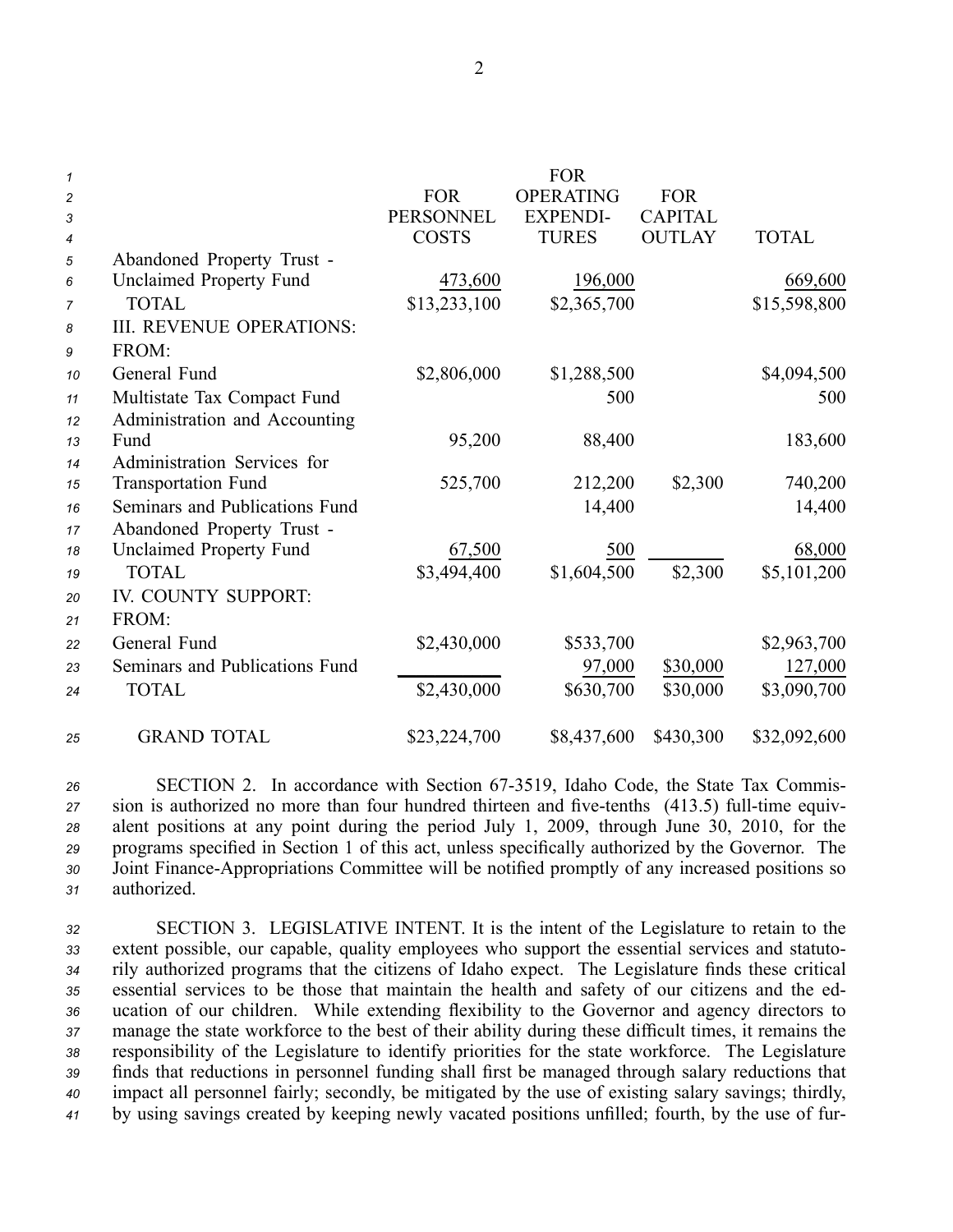| | FOR PERSONNEL COSTS | FOR OPERATING EXPENDI-TURES | FOR CAPITAL OUTLAY | TOTAL |
|---|---|---|---|---|
| Abandoned Property Trust - Unclaimed Property Fund | 473,600 | 196,000 | | 669,600 |
| TOTAL | $13,233,100 | $2,365,700 | | $15,598,800 |
| III. REVENUE OPERATIONS: | | | | |
| FROM: | | | | |
| General Fund | $2,806,000 | $1,288,500 | | $4,094,500 |
| Multistate Tax Compact Fund | | 500 | | 500 |
| Administration and Accounting Fund | 95,200 | 88,400 | | 183,600 |
| Administration Services for Transportation Fund | 525,700 | 212,200 | $2,300 | 740,200 |
| Seminars and Publications Fund | | 14,400 | | 14,400 |
| Abandoned Property Trust - Unclaimed Property Fund | 67,500 | 500 | | 68,000 |
| TOTAL | $3,494,400 | $1,604,500 | $2,300 | $5,101,200 |
| IV. COUNTY SUPPORT: | | | | |
| FROM: | | | | |
| General Fund | $2,430,000 | $533,700 | | $2,963,700 |
| Seminars and Publications Fund | | 97,000 | $30,000 | 127,000 |
| TOTAL | $2,430,000 | $630,700 | $30,000 | $3,090,700 |
| GRAND TOTAL | $23,224,700 | $8,437,600 | $430,300 | $32,092,600 |

SECTION 2. In accordance with Section 67-3519, Idaho Code, the State Tax Commission is authorized no more than four hundred thirteen and five-tenths (413.5) full-time equivalent positions at any point during the period July 1, 2009, through June 30, 2010, for the programs specified in Section 1 of this act, unless specifically authorized by the Governor. The Joint Finance-Appropriations Committee will be notified promptly of any increased positions so authorized.

SECTION 3. LEGISLATIVE INTENT. It is the intent of the Legislature to retain to the extent possible, our capable, quality employees who support the essential services and statutorily authorized programs that the citizens of Idaho expect. The Legislature finds these critical essential services to be those that maintain the health and safety of our citizens and the education of our children. While extending flexibility to the Governor and agency directors to manage the state workforce to the best of their ability during these difficult times, it remains the responsibility of the Legislature to identify priorities for the state workforce. The Legislature finds that reductions in personnel funding shall first be managed through salary reductions that impact all personnel fairly; secondly, be mitigated by the use of existing salary savings; thirdly, by using savings created by keeping newly vacated positions unfilled; fourth, by the use of fur-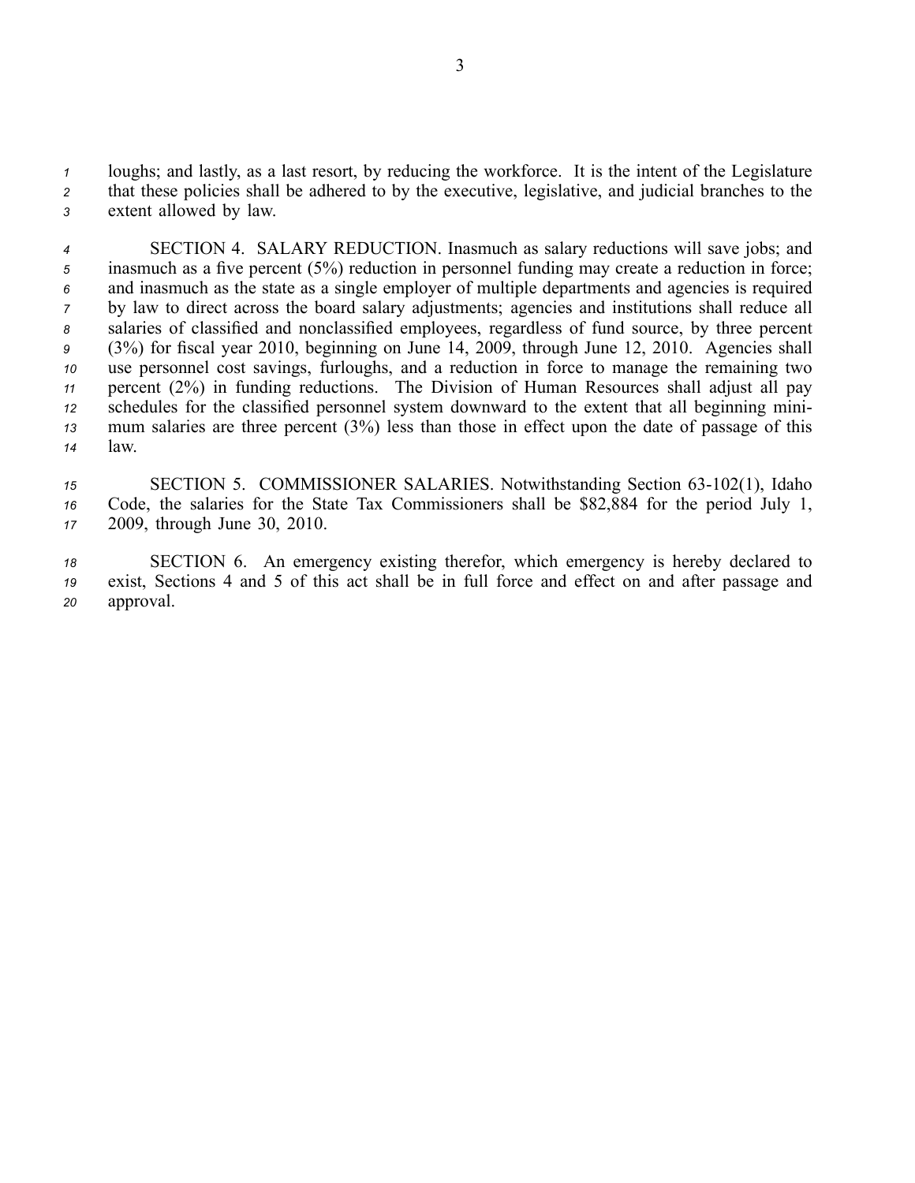loughs; and lastly, as a last resort, by reducing the workforce. It is the intent of the Legislature that these policies shall be adhered to by the executive, legislative, and judicial branches to the extent allowed by law.

SECTION 4. SALARY REDUCTION. Inasmuch as salary reductions will save jobs; and inasmuch as a five percent (5%) reduction in personnel funding may create a reduction in force; and inasmuch as the state as a single employer of multiple departments and agencies is required by law to direct across the board salary adjustments; agencies and institutions shall reduce all salaries of classified and nonclassified employees, regardless of fund source, by three percent (3%) for fiscal year 2010, beginning on June 14, 2009, through June 12, 2010. Agencies shall use personnel cost savings, furloughs, and a reduction in force to manage the remaining two percent (2%) in funding reductions. The Division of Human Resources shall adjust all pay schedules for the classified personnel system downward to the extent that all beginning minimum salaries are three percent (3%) less than those in effect upon the date of passage of this law.

SECTION 5. COMMISSIONER SALARIES. Notwithstanding Section 63-102(1), Idaho Code, the salaries for the State Tax Commissioners shall be $82,884 for the period July 1, 2009, through June 30, 2010.

SECTION 6. An emergency existing therefor, which emergency is hereby declared to exist, Sections 4 and 5 of this act shall be in full force and effect on and after passage and approval.